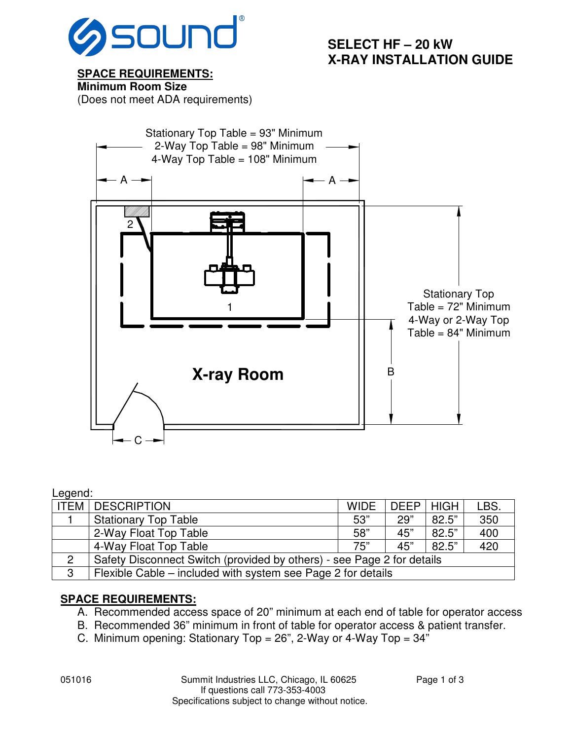# SELECT HF – 20 kW X-RAY INSTALLATION GUIDE

**SPACE REQUIREMENTS:**

**Minimum Room Size**

(Does not meet ADA requirements)

Stationary Top Table = 93" Minimum
2-Way Top Table = 98" Minimum
4-Way Top Table = 108" Minimum

A A

2

1

Stationary Top Table = 72" Minimum
4-Way or 2-Way Top Table = 84" Minimum

B

**X-ray Room**

C

Legend:

| ITEM | DESCRIPTION | WIDE | DEEP | HIGH | LBS. |
|---|---|---|---|---|---|
| 1 | Stationary Top Table | 53" | 29" | 82.5" | 350 |
| | 2-Way Float Top Table | 58" | 45" | 82.5" | 400 |
| | 4-Way Float Top Table | 75" | 45" | 82.5" | 420 |
| 2 | Safety Disconnect Switch (provided by others) - see Page 2 for details | | | | |
| 3 | Flexible Cable – included with system see Page 2 for details | | | | |

**SPACE REQUIREMENTS:**

A. Recommended access space of 20" minimum at each end of table for operator access
B. Recommended 36" minimum in front of table for operator access & patient transfer.
C. Minimum opening: Stationary Top = 26", 2-Way or 4-Way Top = 34"

051016

Summit Industries LLC, Chicago, IL 60625
If questions call 773-353-4003
Specifications subject to change without notice.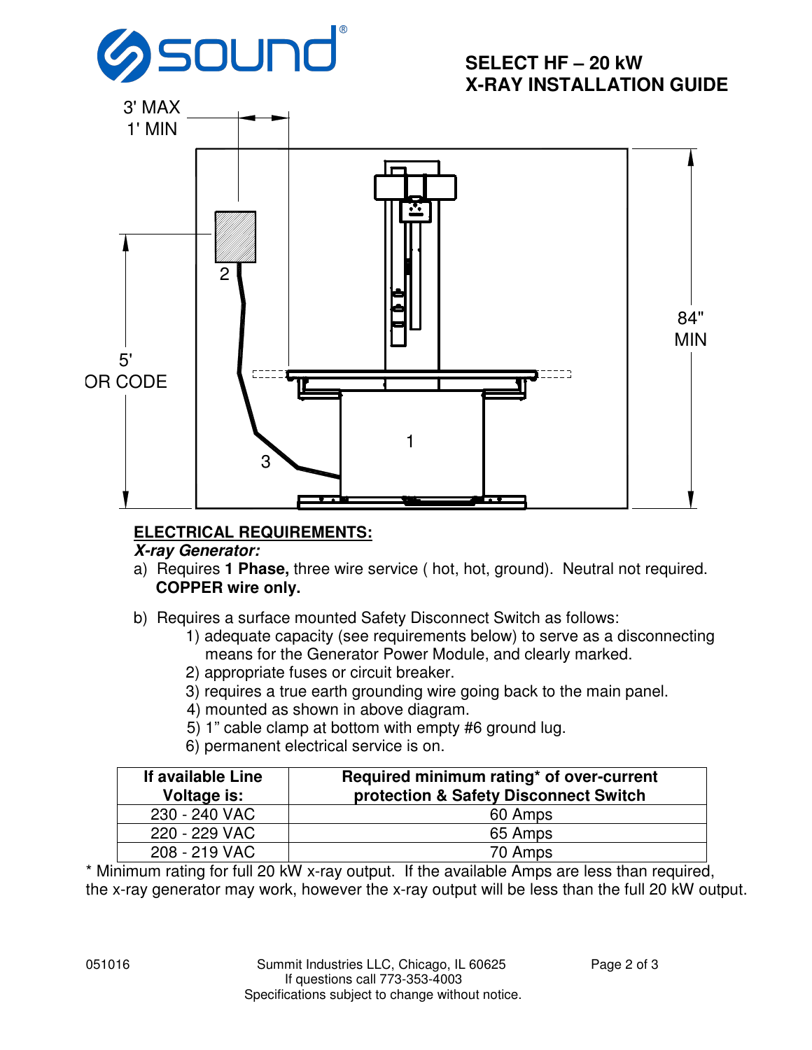# SELECT HF – 20 kW X-RAY INSTALLATION GUIDE

3' MAX
1' MIN

5'
OR CODE

84"
MIN

2

3

1

## ELECTRICAL REQUIREMENTS:

***X-ray Generator:***

a) Requires **1 Phase,** three wire service ( hot, hot, ground). Neutral not required. **COPPER wire only.**

b) Requires a surface mounted Safety Disconnect Switch as follows:
   1) adequate capacity (see requirements below) to serve as a disconnecting means for the Generator Power Module, and clearly marked.
   2) appropriate fuses or circuit breaker.
   3) requires a true earth grounding wire going back to the main panel.
   4) mounted as shown in above diagram.
   5) 1" cable clamp at bottom with empty #6 ground lug.
   6) permanent electrical service is on.

| If available Line Voltage is: | Required minimum rating* of over-current protection & Safety Disconnect Switch |
|---|---|
| 230 - 240 VAC | 60 Amps |
| 220 - 229 VAC | 65 Amps |
| 208 - 219 VAC | 70 Amps |

* Minimum rating for full 20 kW x-ray output. If the available Amps are less than required, the x-ray generator may work, however the x-ray output will be less than the full 20 kW output.

051016 Summit Industries LLC, Chicago, IL 60625
If questions call 773-353-4003
Specifications subject to change without notice.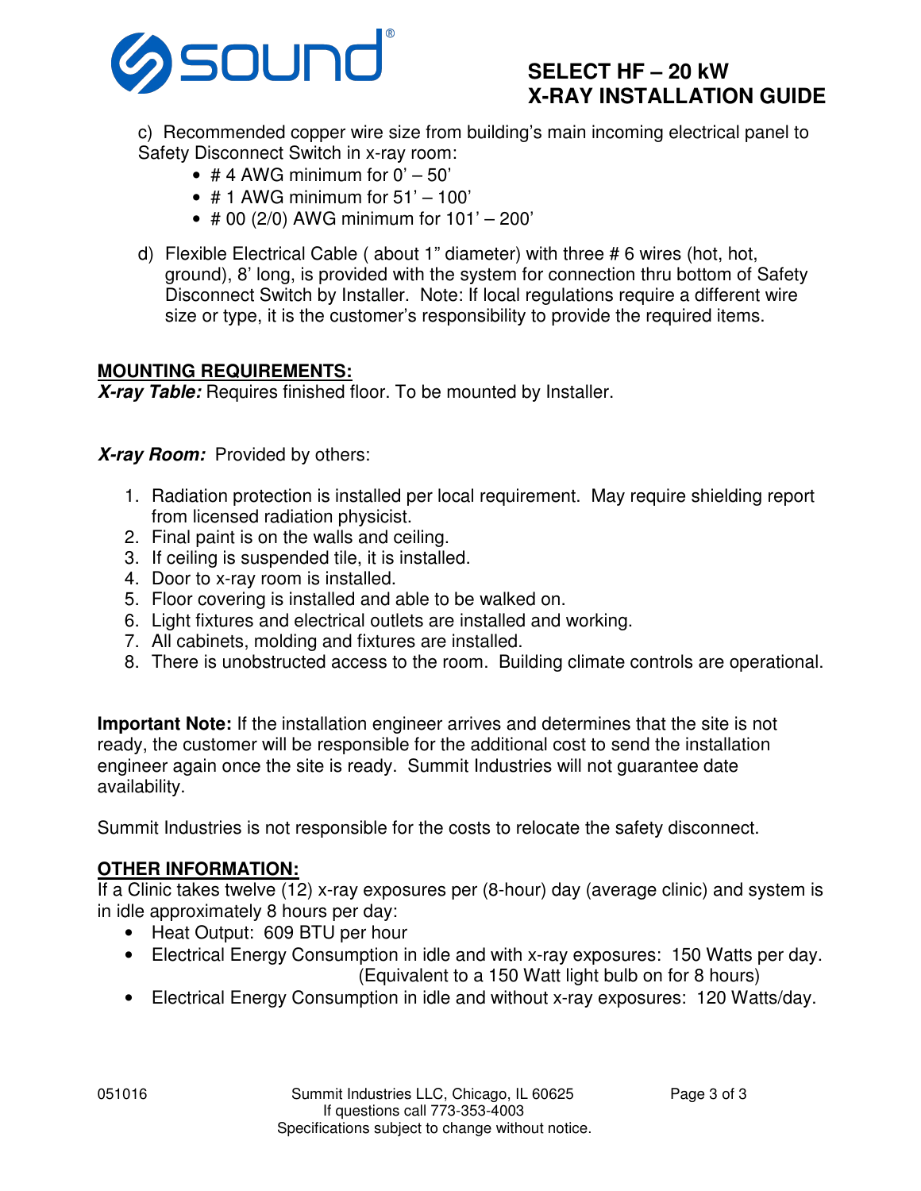c) Recommended copper wire size from building's main incoming electrical panel to Safety Disconnect Switch in x-ray room:

- # 4 AWG minimum for 0' – 50'
- # 1 AWG minimum for 51' – 100'
- # 00 (2/0) AWG minimum for 101' – 200'

d) Flexible Electrical Cable ( about 1" diameter) with three # 6 wires (hot, hot, ground), 8' long, is provided with the system for connection thru bottom of Safety Disconnect Switch by Installer. Note: If local regulations require a different wire size or type, it is the customer's responsibility to provide the required items.

## MOUNTING REQUIREMENTS:

***X-ray Table:*** Requires finished floor. To be mounted by Installer.

***X-ray Room:*** Provided by others:

1. Radiation protection is installed per local requirement. May require shielding report from licensed radiation physicist.
2. Final paint is on the walls and ceiling.
3. If ceiling is suspended tile, it is installed.
4. Door to x-ray room is installed.
5. Floor covering is installed and able to be walked on.
6. Light fixtures and electrical outlets are installed and working.
7. All cabinets, molding and fixtures are installed.
8. There is unobstructed access to the room. Building climate controls are operational.

**Important Note:** If the installation engineer arrives and determines that the site is not ready, the customer will be responsible for the additional cost to send the installation engineer again once the site is ready. Summit Industries will not guarantee date availability.

Summit Industries is not responsible for the costs to relocate the safety disconnect.

## OTHER INFORMATION:

If a Clinic takes twelve (12) x-ray exposures per (8-hour) day (average clinic) and system is in idle approximately 8 hours per day:

- Heat Output: 609 BTU per hour
- Electrical Energy Consumption in idle and with x-ray exposures: 150 Watts per day. (Equivalent to a 150 Watt light bulb on for 8 hours)
- Electrical Energy Consumption in idle and without x-ray exposures: 120 Watts/day.

051016 Summit Industries LLC, Chicago, IL 60625
If questions call 773-353-4003
Specifications subject to change without notice.